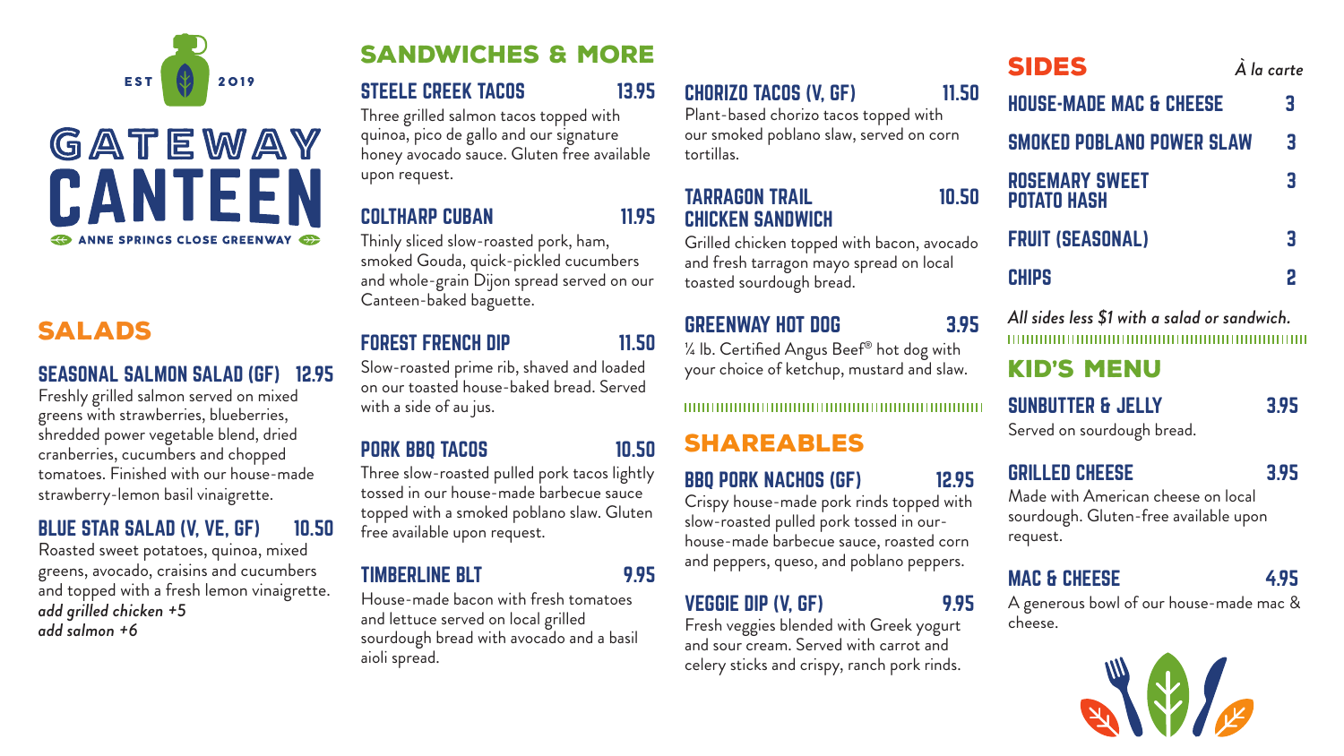# GATEWAY CANTEEN

EST 2019

ANNE SPRINGS CLOSE GREENWAY

## SALADS

### SEASONAL SALMON SALAD (GF) 12.95

Freshly grilled salmon served on mixed greens with strawberries, blueberries, shredded power vegetable blend, dried cranberries, cucumbers and chopped tomatoes. Finished with our house-made strawberry-lemon basil vinaigrette.

### BLUE STAR SALAD (V, VE, GF) 10.50

Roasted sweet potatoes, quinoa, mixed greens, avocado, craisins and cucumbers and topped with a fresh lemon vinaigrette.

***add grilled chicken +5***
***add salmon +6***

## SANDWICHES & MORE

### STEELE CREEK TACOS 13.95

Three grilled salmon tacos topped with quinoa, pico de gallo and our signature honey avocado sauce. Gluten free available upon request.

### COLTHARP CUBAN 11.95

Thinly sliced slow-roasted pork, ham, smoked Gouda, quick-pickled cucumbers and whole-grain Dijon spread served on our Canteen-baked baguette.

### FOREST FRENCH DIP 11.50

Slow-roasted prime rib, shaved and loaded on our toasted house-baked bread. Served with a side of au jus.

### PORK BBQ TACOS 10.50

Three slow-roasted pulled pork tacos lightly tossed in our house-made barbecue sauce topped with a smoked poblano slaw. Gluten free available upon request.

### TIMBERLINE BLT 9.95

House-made bacon with fresh tomatoes and lettuce served on local grilled sourdough bread with avocado and a basil aioli spread.

### CHORIZO TACOS (V, GF) 11.50

Plant-based chorizo tacos topped with our smoked poblano slaw, served on corn tortillas.

### TARRAGON TRAIL CHICKEN SANDWICH 10.50

Grilled chicken topped with bacon, avocado and fresh tarragon mayo spread on local toasted sourdough bread.

### GREENWAY HOT DOG 3.95

¼ lb. Certified Angus Beef® hot dog with your choice of ketchup, mustard and slaw.

## SHAREABLES

### BBQ PORK NACHOS (GF) 12.95

Crispy house-made pork rinds topped with slow-roasted pulled pork tossed in our-house-made barbecue sauce, roasted corn and peppers, queso, and poblano peppers.

### VEGGIE DIP (V, GF) 9.95

Fresh veggies blended with Greek yogurt and sour cream. Served with carrot and celery sticks and crispy, ranch pork rinds.

## SIDES

*À la carte*

| Item | Price |
| --- | --- |
| HOUSE-MADE MAC & CHEESE | 3 |
| SMOKED POBLANO POWER SLAW | 3 |
| ROSEMARY SWEET POTATO HASH | 3 |
| FRUIT (SEASONAL) | 3 |
| CHIPS | 2 |

*All sides less $1 with a salad or sandwich.*

## KID'S MENU

### SUNBUTTER & JELLY 3.95

Served on sourdough bread.

### GRILLED CHEESE 3.95

Made with American cheese on local sourdough. Gluten-free available upon request.

### MAC & CHEESE 4.95

A generous bowl of our house-made mac & cheese.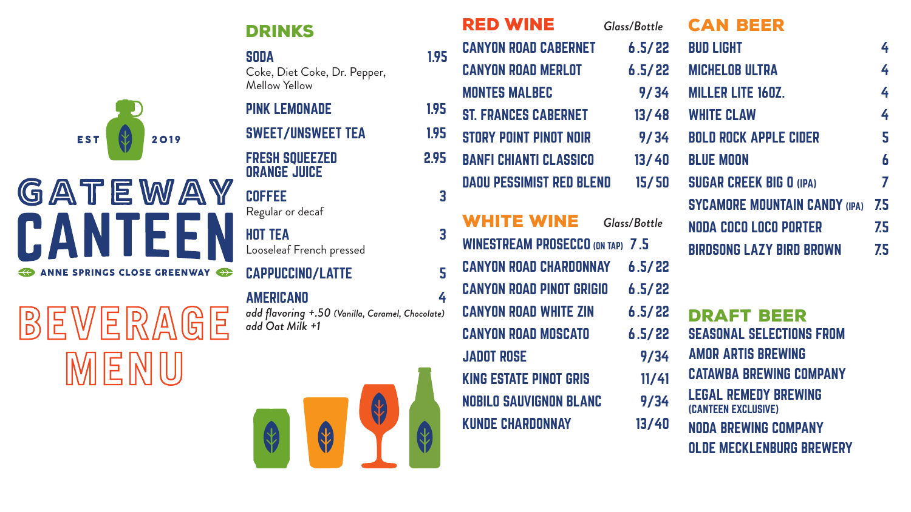EST 2019

# GATEWAY CANTEEN

ANNE SPRINGS CLOSE GREENWAY

# BEVERAGE MENU

## DRINKS

| | |
|---|---|
| **SODA**<br>Coke, Diet Coke, Dr. Pepper, Mellow Yellow | 1.95 |
| **PINK LEMONADE** | 1.95 |
| **SWEET/UNSWEET TEA** | 1.95 |
| **FRESH SQUEEZED ORANGE JUICE** | 2.95 |
| **COFFEE**<br>Regular or decaf | 3 |
| **HOT TEA**<br>Looseleaf French pressed | 3 |
| **CAPPUCCINO/LATTE** | 5 |
| **AMERICANO** | 4 |

*add flavoring +.50 (Vanilla, Caramel, Chocolate)*
*add Oat Milk +1*

## RED WINE

| | *Glass/Bottle* |
|---|---|
| CANYON ROAD CABERNET | 6.5/22 |
| CANYON ROAD MERLOT | 6.5/22 |
| MONTES MALBEC | 9/34 |
| ST. FRANCES CABERNET | 13/48 |
| STORY POINT PINOT NOIR | 9/34 |
| BANFI CHIANTI CLASSICO | 13/40 |
| DAOU PESSIMIST RED BLEND | 15/50 |

## WHITE WINE

| | *Glass/Bottle* |
|---|---|
| WINESTREAM PROSECCO (ON TAP) | 7.5 |
| CANYON ROAD CHARDONNAY | 6.5/22 |
| CANYON ROAD PINOT GRIGIO | 6.5/22 |
| CANYON ROAD WHITE ZIN | 6.5/22 |
| CANYON ROAD MOSCATO | 6.5/22 |
| JADOT ROSE | 9/34 |
| KING ESTATE PINOT GRIS | 11/41 |
| NOBILO SAUVIGNON BLANC | 9/34 |
| KUNDE CHARDONNAY | 13/40 |

## CAN BEER

| | |
|---|---|
| BUD LIGHT | 4 |
| MICHELOB ULTRA | 4 |
| MILLER LITE 16OZ. | 4 |
| WHITE CLAW | 4 |
| BOLD ROCK APPLE CIDER | 5 |
| BLUE MOON | 6 |
| SUGAR CREEK BIG O (IPA) | 7 |
| SYCAMORE MOUNTAIN CANDY (IPA) | 7.5 |
| NODA COCO LOCO PORTER | 7.5 |
| BIRDSONG LAZY BIRD BROWN | 7.5 |

## DRAFT BEER

SEASONAL SELECTIONS FROM

- AMOR ARTIS BREWING
- CATAWBA BREWING COMPANY
- LEGAL REMEDY BREWING (CANTEEN EXCLUSIVE)
- NODA BREWING COMPANY
- OLDE MECKLENBURG BREWERY